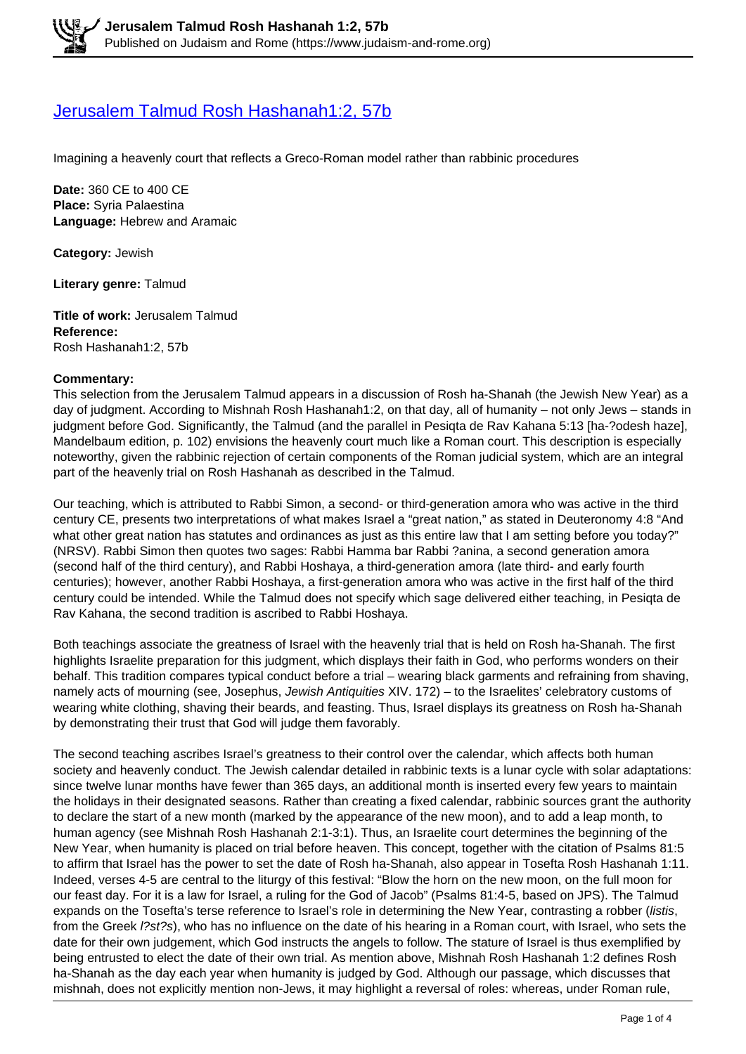# [Jerusalem Talmud Rosh Hashanah1:2, 57b](https://www.judaism-and-rome.org)

Imagining a heavenly court that reflects a Greco-Roman model rather than rabbinic procedures

**Date:** 360 CE to 400 CE
**Place:** Syria Palaestina
**Language:** Hebrew and Aramaic

**Category:** Jewish

**Literary genre:** Talmud

**Title of work:** Jerusalem Talmud
**Reference:**
Rosh Hashanah1:2, 57b

**Commentary:**
This selection from the Jerusalem Talmud appears in a discussion of Rosh ha-Shanah (the Jewish New Year) as a day of judgment. According to Mishnah Rosh Hashanah1:2, on that day, all of humanity – not only Jews – stands in judgment before God. Significantly, the Talmud (and the parallel in Pesiqta de Rav Kahana 5:13 [ha-?odesh haze], Mandelbaum edition, p. 102) envisions the heavenly court much like a Roman court. This description is especially noteworthy, given the rabbinic rejection of certain components of the Roman judicial system, which are an integral part of the heavenly trial on Rosh Hashanah as described in the Talmud.

Our teaching, which is attributed to Rabbi Simon, a second- or third-generation amora who was active in the third century CE, presents two interpretations of what makes Israel a "great nation," as stated in Deuteronomy 4:8 "And what other great nation has statutes and ordinances as just as this entire law that I am setting before you today?" (NRSV). Rabbi Simon then quotes two sages: Rabbi Hamma bar Rabbi ?anina, a second generation amora (second half of the third century), and Rabbi Hoshaya, a third-generation amora (late third- and early fourth centuries); however, another Rabbi Hoshaya, a first-generation amora who was active in the first half of the third century could be intended. While the Talmud does not specify which sage delivered either teaching, in Pesiqta de Rav Kahana, the second tradition is ascribed to Rabbi Hoshaya.

Both teachings associate the greatness of Israel with the heavenly trial that is held on Rosh ha-Shanah. The first highlights Israelite preparation for this judgment, which displays their faith in God, who performs wonders on their behalf. This tradition compares typical conduct before a trial – wearing black garments and refraining from shaving, namely acts of mourning (see, Josephus, *Jewish Antiquities* XIV. 172) – to the Israelites' celebratory customs of wearing white clothing, shaving their beards, and feasting. Thus, Israel displays its greatness on Rosh ha-Shanah by demonstrating their trust that God will judge them favorably.

The second teaching ascribes Israel's greatness to their control over the calendar, which affects both human society and heavenly conduct. The Jewish calendar detailed in rabbinic texts is a lunar cycle with solar adaptations: since twelve lunar months have fewer than 365 days, an additional month is inserted every few years to maintain the holidays in their designated seasons. Rather than creating a fixed calendar, rabbinic sources grant the authority to declare the start of a new month (marked by the appearance of the new moon), and to add a leap month, to human agency (see Mishnah Rosh Hashanah 2:1-3:1). Thus, an Israelite court determines the beginning of the New Year, when humanity is placed on trial before heaven. This concept, together with the citation of Psalms 81:5 to affirm that Israel has the power to set the date of Rosh ha-Shanah, also appear in Tosefta Rosh Hashanah 1:11. Indeed, verses 4-5 are central to the liturgy of this festival: "Blow the horn on the new moon, on the full moon for our feast day. For it is a law for Israel, a ruling for the God of Jacob" (Psalms 81:4-5, based on JPS). The Talmud expands on the Tosefta's terse reference to Israel's role in determining the New Year, contrasting a robber (*listis*, from the Greek *l?st?s*), who has no influence on the date of his hearing in a Roman court, with Israel, who sets the date for their own judgement, which God instructs the angels to follow. The stature of Israel is thus exemplified by being entrusted to elect the date of their own trial. As mention above, Mishnah Rosh Hashanah 1:2 defines Rosh ha-Shanah as the day each year when humanity is judged by God. Although our passage, which discusses that mishnah, does not explicitly mention non-Jews, it may highlight a reversal of roles: whereas, under Roman rule,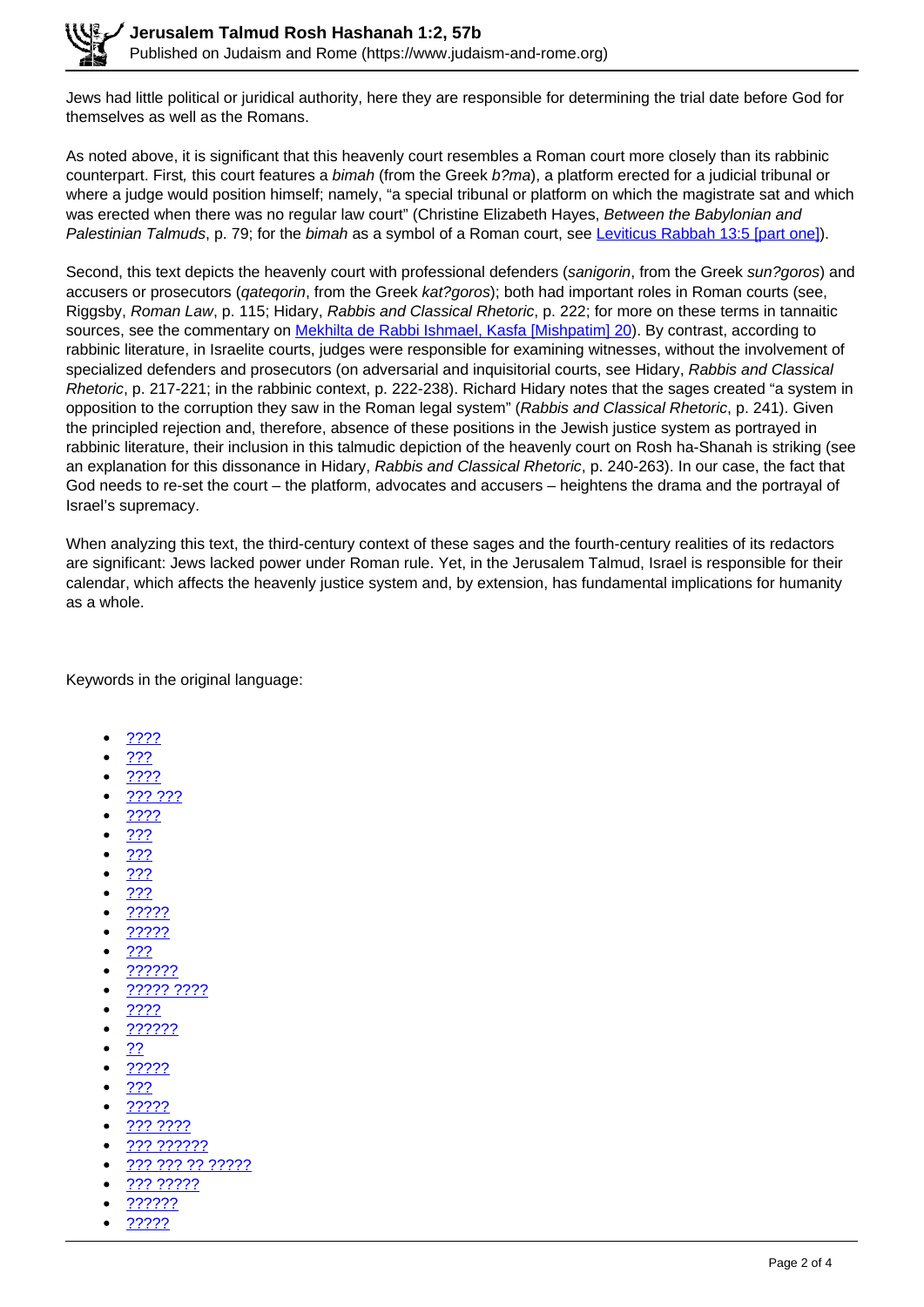Jews had little political or juridical authority, here they are responsible for determining the trial date before God for themselves as well as the Romans.

As noted above, it is significant that this heavenly court resembles a Roman court more closely than its rabbinic counterpart. First, this court features a *bimah* (from the Greek *b?ma*), a platform erected for a judicial tribunal or where a judge would position himself; namely, "a special tribunal or platform on which the magistrate sat and which was erected when there was no regular law court" (Christine Elizabeth Hayes, *Between the Babylonian and Palestinian Talmuds*, p. 79; for the *bimah* as a symbol of a Roman court, see [Leviticus Rabbah 13:5 [part one]]).

Second, this text depicts the heavenly court with professional defenders (*sanigorin*, from the Greek *sun?goros*) and accusers or prosecutors (*qateqorin*, from the Greek *kat?goros*); both had important roles in Roman courts (see, Riggsby, *Roman Law*, p. 115; Hidary, *Rabbis and Classical Rhetoric*, p. 222; for more on these terms in tannaitic sources, see the commentary on [Mekhilta de Rabbi Ishmael, Kasfa [Mishpatim] 20]). By contrast, according to rabbinic literature, in Israelite courts, judges were responsible for examining witnesses, without the involvement of specialized defenders and prosecutors (on adversarial and inquisitorial courts, see Hidary, *Rabbis and Classical Rhetoric*, p. 217-221; in the rabbinic context, p. 222-238). Richard Hidary notes that the sages created "a system in opposition to the corruption they saw in the Roman legal system" (*Rabbis and Classical Rhetoric*, p. 241). Given the principled rejection and, therefore, absence of these positions in the Jewish justice system as portrayed in rabbinic literature, their inclusion in this talmudic depiction of the heavenly court on Rosh ha-Shanah is striking (see an explanation for this dissonance in Hidary, *Rabbis and Classical Rhetoric*, p. 240-263). In our case, the fact that God needs to re-set the court – the platform, advocates and accusers – heightens the drama and the portrayal of Israel's supremacy.

When analyzing this text, the third-century context of these sages and the fourth-century realities of its redactors are significant: Jews lacked power under Roman rule. Yet, in the Jerusalem Talmud, Israel is responsible for their calendar, which affects the heavenly justice system and, by extension, has fundamental implications for humanity as a whole.

Keywords in the original language:

- ????
- ???
- ????
- ??? ???
- ????
- ???
- ???
- ???
- ???
- ?????
- ?????
- ???
- ??????
- ????? ????
- ????
- ??????
- ??
- ?????
- ???
- ?????
- ??? ????
- ??? ??????
- ??? ??? ?? ?????
- ??? ?????
- ??????
- ?????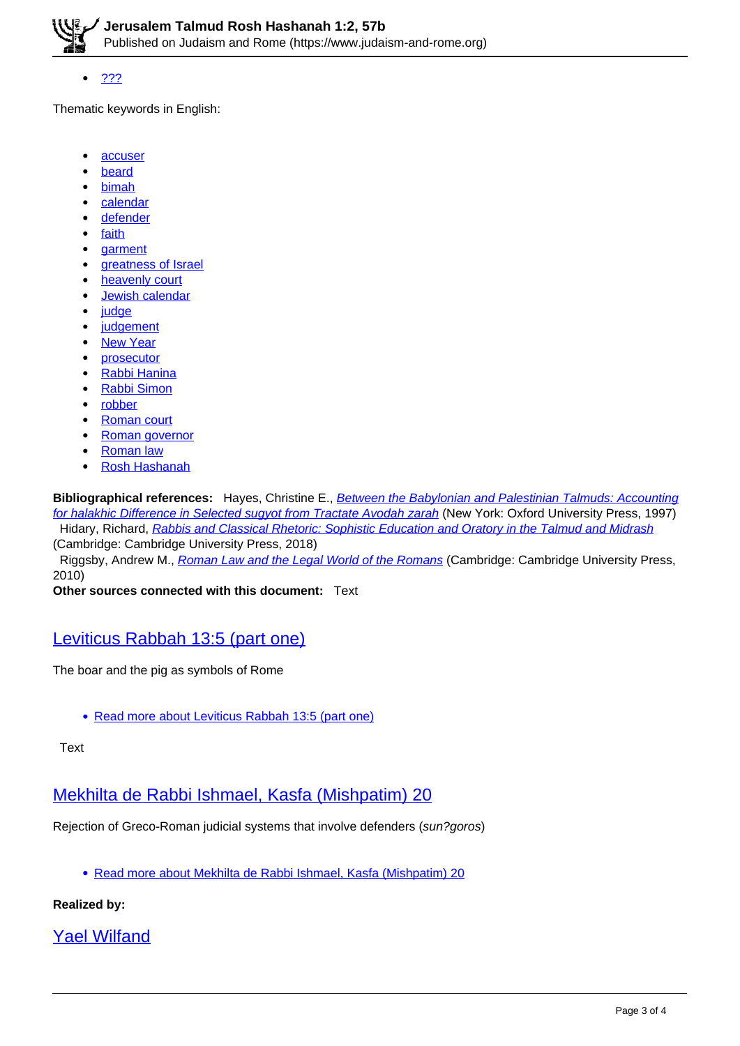- ???

Thematic keywords in English:

- accuser
- beard
- bimah
- calendar
- defender
- faith
- garment
- greatness of Israel
- heavenly court
- Jewish calendar
- judge
- judgement
- New Year
- prosecutor
- Rabbi Hanina
- Rabbi Simon
- robber
- Roman court
- Roman governor
- Roman law
- Rosh Hashanah

**Bibliographical references:** Hayes, Christine E., *Between the Babylonian and Palestinian Talmuds: Accounting for halakhic Difference in Selected sugyot from Tractate Avodah zarah* (New York: Oxford University Press, 1997)
Hidary, Richard, *Rabbis and Classical Rhetoric: Sophistic Education and Oratory in the Talmud and Midrash* (Cambridge: Cambridge University Press, 2018)
Riggsby, Andrew M., *Roman Law and the Legal World of the Romans* (Cambridge: Cambridge University Press, 2010)

**Other sources connected with this document:** Text

## Leviticus Rabbah 13:5 (part one)

The boar and the pig as symbols of Rome

- Read more about Leviticus Rabbah 13:5 (part one)

Text

## Mekhilta de Rabbi Ishmael, Kasfa (Mishpatim) 20

Rejection of Greco-Roman judicial systems that involve defenders (*sun?goros*)

- Read more about Mekhilta de Rabbi Ishmael, Kasfa (Mishpatim) 20

**Realized by:**

## Yael Wilfand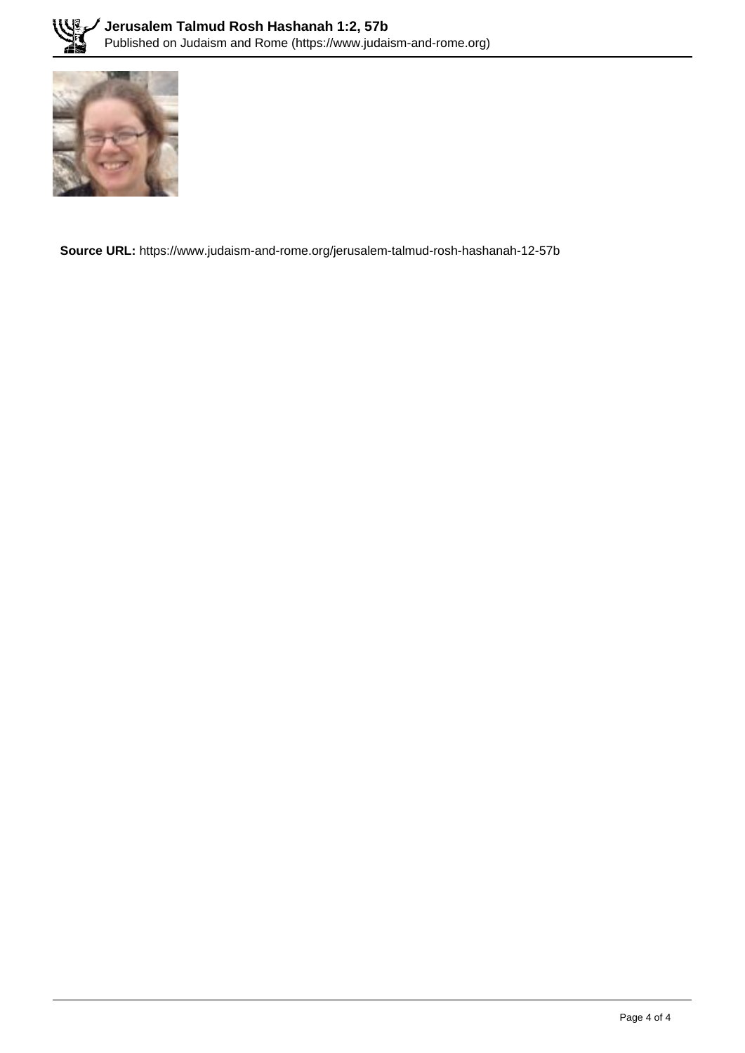**Source URL:** https://www.judaism-and-rome.org/jerusalem-talmud-rosh-hashanah-12-57b